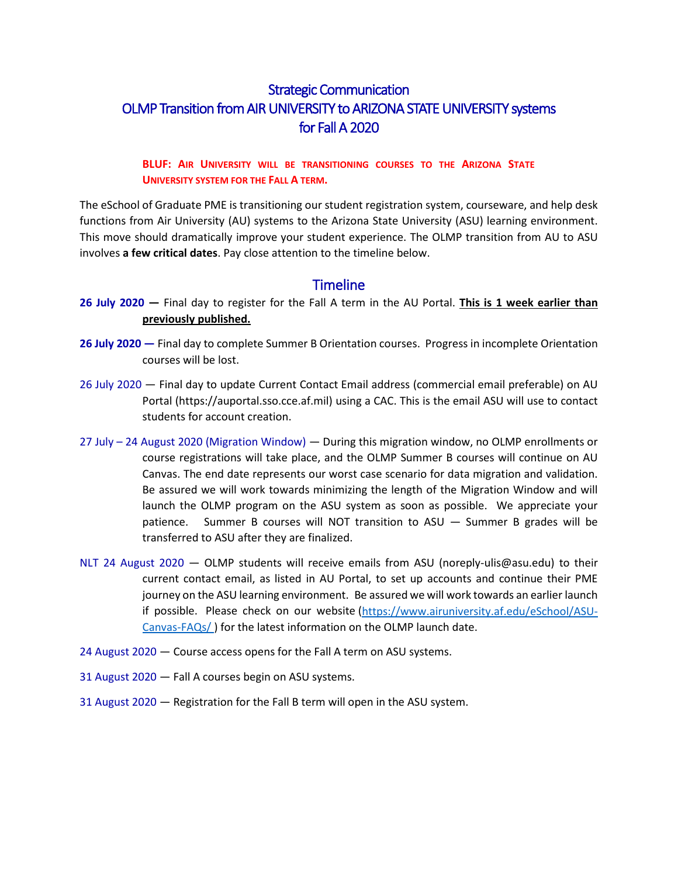# Strategic Communication
# OLMP Transition from AIR UNIVERSITY to ARIZONA STATE UNIVERSITY systems for Fall A 2020

**BLUF: AIR UNIVERSITY WILL BE TRANSITIONING COURSES TO THE ARIZONA STATE UNIVERSITY SYSTEM FOR THE FALL A TERM.**

The eSchool of Graduate PME is transitioning our student registration system, courseware, and help desk functions from Air University (AU) systems to the Arizona State University (ASU) learning environment. This move should dramatically improve your student experience. The OLMP transition from AU to ASU involves **a few critical dates**. Pay close attention to the timeline below.

## Timeline

**26 July 2020 —** Final day to register for the Fall A term in the AU Portal. **This is 1 week earlier than previously published.**

**26 July 2020 —** Final day to complete Summer B Orientation courses. Progress in incomplete Orientation courses will be lost.

26 July 2020 — Final day to update Current Contact Email address (commercial email preferable) on AU Portal (https://auportal.sso.cce.af.mil) using a CAC. This is the email ASU will use to contact students for account creation.

27 July – 24 August 2020 (Migration Window) — During this migration window, no OLMP enrollments or course registrations will take place, and the OLMP Summer B courses will continue on AU Canvas. The end date represents our worst case scenario for data migration and validation. Be assured we will work towards minimizing the length of the Migration Window and will launch the OLMP program on the ASU system as soon as possible. We appreciate your patience. Summer B courses will NOT transition to ASU — Summer B grades will be transferred to ASU after they are finalized.

NLT 24 August 2020 — OLMP students will receive emails from ASU (noreply-ulis@asu.edu) to their current contact email, as listed in AU Portal, to set up accounts and continue their PME journey on the ASU learning environment. Be assured we will work towards an earlier launch if possible. Please check on our website (https://www.airuniversity.af.edu/eSchool/ASU-Canvas-FAQs/) for the latest information on the OLMP launch date.

24 August 2020 — Course access opens for the Fall A term on ASU systems.

31 August 2020 — Fall A courses begin on ASU systems.

31 August 2020 — Registration for the Fall B term will open in the ASU system.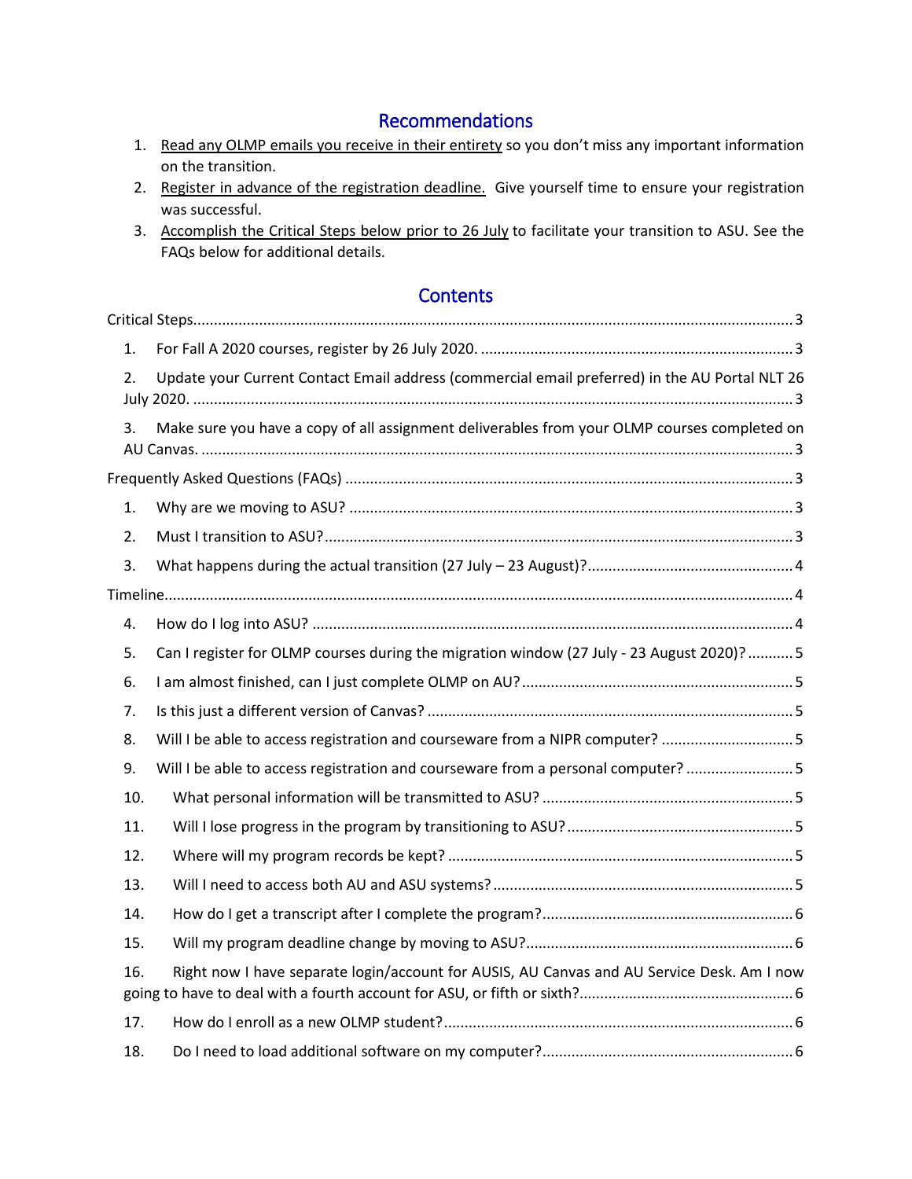## Recommendations

1. Read any OLMP emails you receive in their entirety so you don't miss any important information on the transition.
2. Register in advance of the registration deadline. Give yourself time to ensure your registration was successful.
3. Accomplish the Critical Steps below prior to 26 July to facilitate your transition to ASU. See the FAQs below for additional details.

## Contents

Critical Steps ..... 3

1. For Fall A 2020 courses, register by 26 July 2020. ..... 3
2. Update your Current Contact Email address (commercial email preferred) in the AU Portal NLT 26 July 2020. ..... 3
3. Make sure you have a copy of all assignment deliverables from your OLMP courses completed on AU Canvas. ..... 3

Frequently Asked Questions (FAQs) ..... 3

1. Why are we moving to ASU? ..... 3
2. Must I transition to ASU? ..... 3
3. What happens during the actual transition (27 July – 23 August)? ..... 4

Timeline ..... 4

4. How do I log into ASU? ..... 4
5. Can I register for OLMP courses during the migration window (27 July - 23 August 2020)? ..... 5
6. I am almost finished, can I just complete OLMP on AU? ..... 5
7. Is this just a different version of Canvas? ..... 5
8. Will I be able to access registration and courseware from a NIPR computer? ..... 5
9. Will I be able to access registration and courseware from a personal computer? ..... 5
10. What personal information will be transmitted to ASU? ..... 5
11. Will I lose progress in the program by transitioning to ASU? ..... 5
12. Where will my program records be kept? ..... 5
13. Will I need to access both AU and ASU systems? ..... 5
14. How do I get a transcript after I complete the program? ..... 6
15. Will my program deadline change by moving to ASU? ..... 6
16. Right now I have separate login/account for AUSIS, AU Canvas and AU Service Desk. Am I now going to have to deal with a fourth account for ASU, or fifth or sixth? ..... 6
17. How do I enroll as a new OLMP student? ..... 6
18. Do I need to load additional software on my computer? ..... 6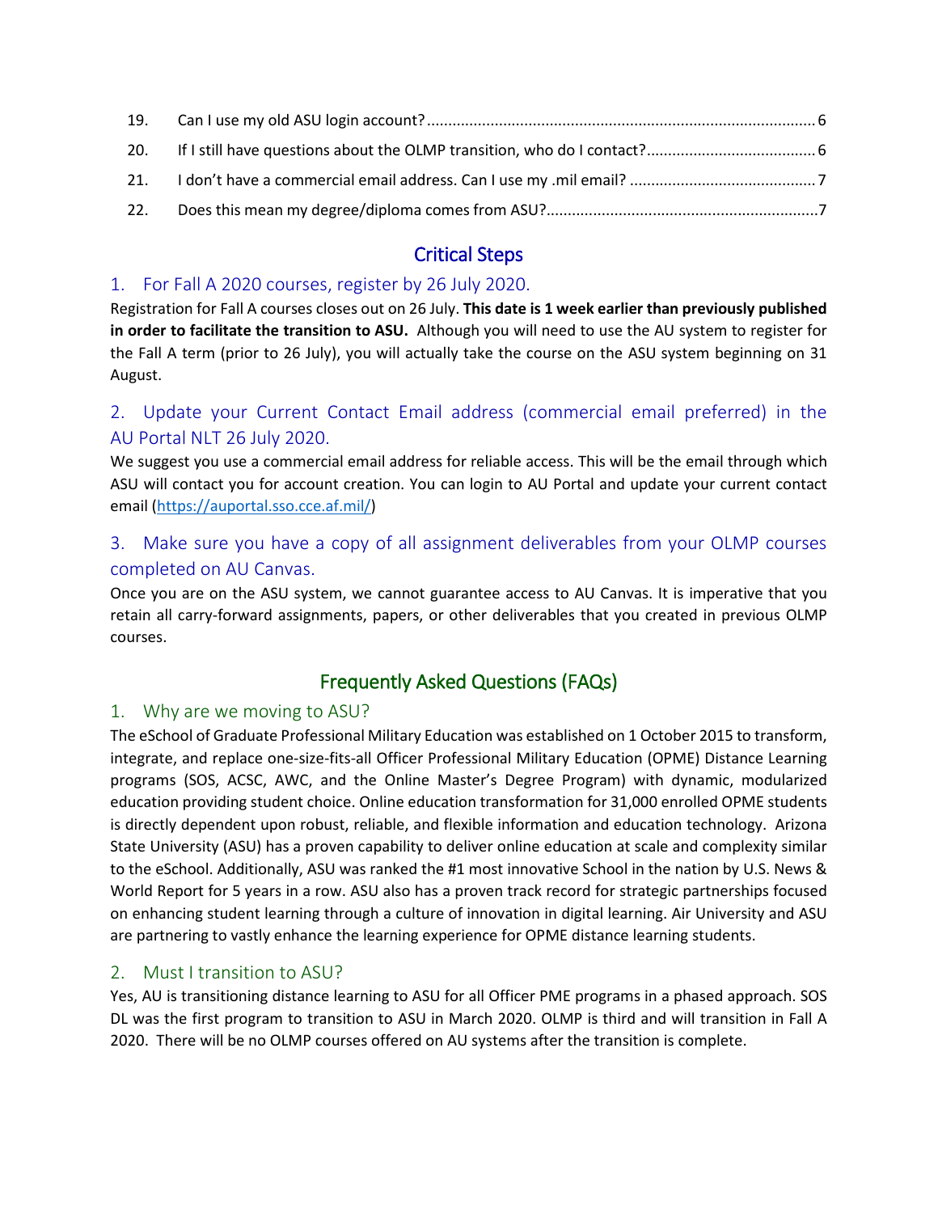19. Can I use my old ASU login account?....................................................................................6
20. If I still have questions about the OLMP transition, who do I contact?........................................6
21. I don't have a commercial email address. Can I use my .mil email? ............................................7
22. Does this mean my degree/diploma comes from ASU?..................................................................7

## Critical Steps

### 1. For Fall A 2020 courses, register by 26 July 2020.

Registration for Fall A courses closes out on 26 July. **This date is 1 week earlier than previously published in order to facilitate the transition to ASU.** Although you will need to use the AU system to register for the Fall A term (prior to 26 July), you will actually take the course on the ASU system beginning on 31 August.

### 2. Update your Current Contact Email address (commercial email preferred) in the AU Portal NLT 26 July 2020.

We suggest you use a commercial email address for reliable access. This will be the email through which ASU will contact you for account creation. You can login to AU Portal and update your current contact email (https://auportal.sso.cce.af.mil/)

### 3. Make sure you have a copy of all assignment deliverables from your OLMP courses completed on AU Canvas.

Once you are on the ASU system, we cannot guarantee access to AU Canvas. It is imperative that you retain all carry-forward assignments, papers, or other deliverables that you created in previous OLMP courses.

## Frequently Asked Questions (FAQs)

### 1. Why are we moving to ASU?

The eSchool of Graduate Professional Military Education was established on 1 October 2015 to transform, integrate, and replace one-size-fits-all Officer Professional Military Education (OPME) Distance Learning programs (SOS, ACSC, AWC, and the Online Master's Degree Program) with dynamic, modularized education providing student choice. Online education transformation for 31,000 enrolled OPME students is directly dependent upon robust, reliable, and flexible information and education technology. Arizona State University (ASU) has a proven capability to deliver online education at scale and complexity similar to the eSchool. Additionally, ASU was ranked the #1 most innovative School in the nation by U.S. News & World Report for 5 years in a row. ASU also has a proven track record for strategic partnerships focused on enhancing student learning through a culture of innovation in digital learning. Air University and ASU are partnering to vastly enhance the learning experience for OPME distance learning students.

### 2. Must I transition to ASU?

Yes, AU is transitioning distance learning to ASU for all Officer PME programs in a phased approach. SOS DL was the first program to transition to ASU in March 2020. OLMP is third and will transition in Fall A 2020. There will be no OLMP courses offered on AU systems after the transition is complete.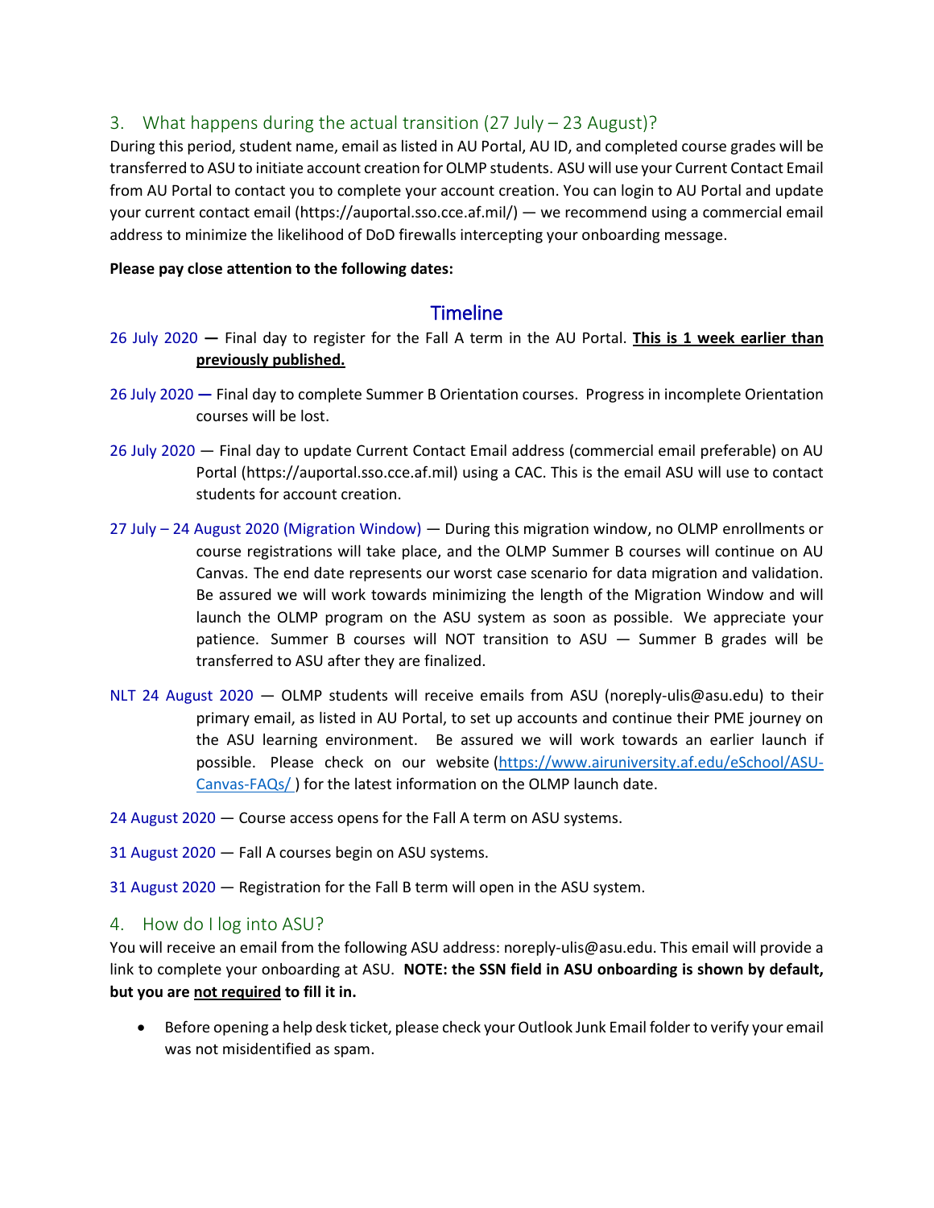## 3. What happens during the actual transition (27 July – 23 August)?

During this period, student name, email as listed in AU Portal, AU ID, and completed course grades will be transferred to ASU to initiate account creation for OLMP students. ASU will use your Current Contact Email from AU Portal to contact you to complete your account creation. You can login to AU Portal and update your current contact email (https://auportal.sso.cce.af.mil/) — we recommend using a commercial email address to minimize the likelihood of DoD firewalls intercepting your onboarding message.

**Please pay close attention to the following dates:**

### Timeline

26 July 2020 — Final day to register for the Fall A term in the AU Portal. **<u>This is 1 week earlier than previously published.</u>**

26 July 2020 — Final day to complete Summer B Orientation courses. Progress in incomplete Orientation courses will be lost.

26 July 2020 — Final day to update Current Contact Email address (commercial email preferable) on AU Portal (https://auportal.sso.cce.af.mil) using a CAC. This is the email ASU will use to contact students for account creation.

27 July – 24 August 2020 (Migration Window) — During this migration window, no OLMP enrollments or course registrations will take place, and the OLMP Summer B courses will continue on AU Canvas. The end date represents our worst case scenario for data migration and validation. Be assured we will work towards minimizing the length of the Migration Window and will launch the OLMP program on the ASU system as soon as possible. We appreciate your patience. Summer B courses will NOT transition to ASU — Summer B grades will be transferred to ASU after they are finalized.

NLT 24 August 2020 — OLMP students will receive emails from ASU (noreply-ulis@asu.edu) to their primary email, as listed in AU Portal, to set up accounts and continue their PME journey on the ASU learning environment. Be assured we will work towards an earlier launch if possible. Please check on our website (https://www.airuniversity.af.edu/eSchool/ASU-Canvas-FAQs/ ) for the latest information on the OLMP launch date.

24 August 2020 — Course access opens for the Fall A term on ASU systems.

31 August 2020 — Fall A courses begin on ASU systems.

31 August 2020 — Registration for the Fall B term will open in the ASU system.

## 4. How do I log into ASU?

You will receive an email from the following ASU address: noreply-ulis@asu.edu. This email will provide a link to complete your onboarding at ASU. **NOTE: the SSN field in ASU onboarding is shown by default, but you are <u>not required</u> to fill it in.**

- Before opening a help desk ticket, please check your Outlook Junk Email folder to verify your email was not misidentified as spam.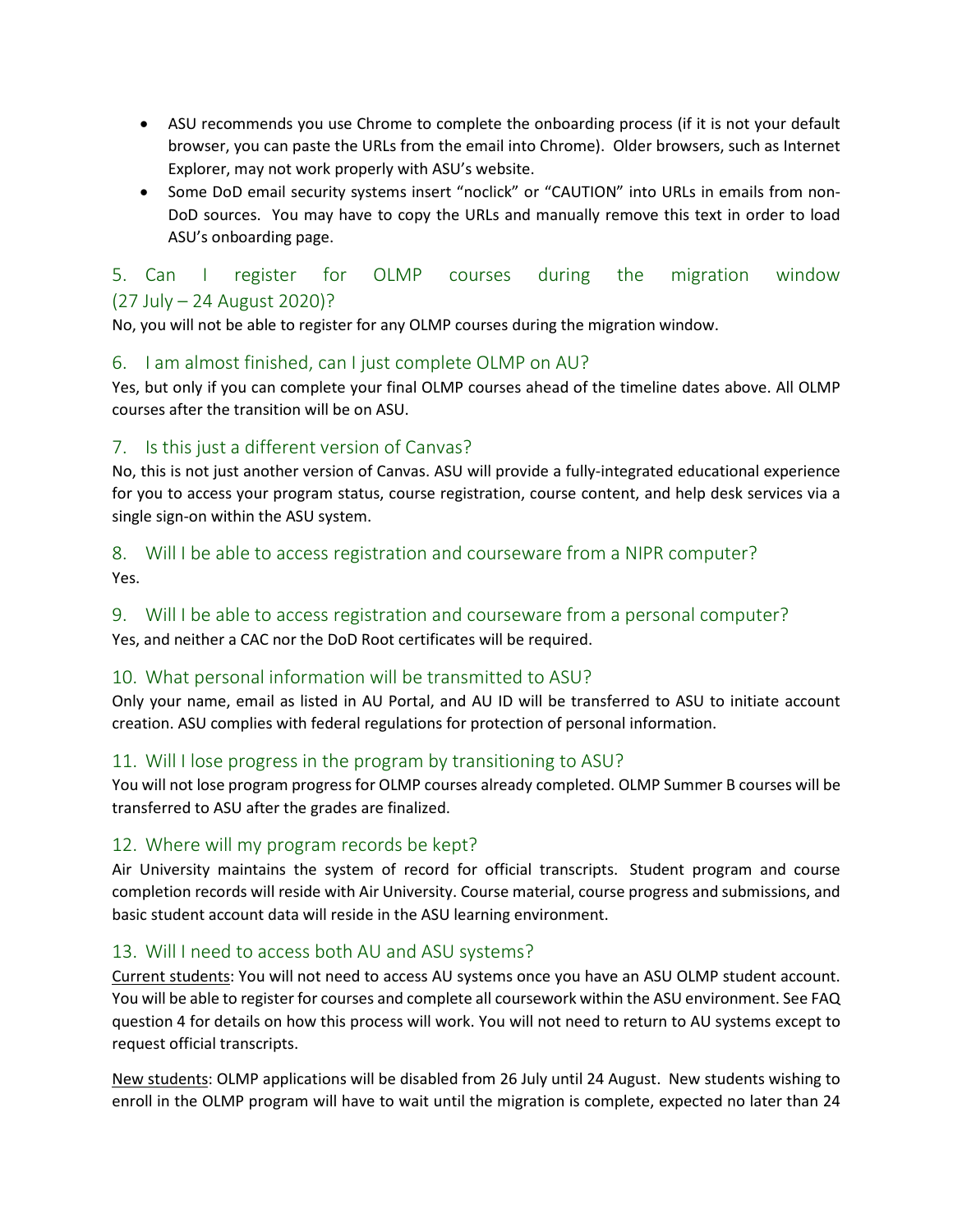- ASU recommends you use Chrome to complete the onboarding process (if it is not your default browser, you can paste the URLs from the email into Chrome). Older browsers, such as Internet Explorer, may not work properly with ASU's website.
- Some DoD email security systems insert "noclick" or "CAUTION" into URLs in emails from non-DoD sources. You may have to copy the URLs and manually remove this text in order to load ASU's onboarding page.

## 5. Can I register for OLMP courses during the migration window (27 July – 24 August 2020)?

No, you will not be able to register for any OLMP courses during the migration window.

## 6. I am almost finished, can I just complete OLMP on AU?

Yes, but only if you can complete your final OLMP courses ahead of the timeline dates above. All OLMP courses after the transition will be on ASU.

## 7. Is this just a different version of Canvas?

No, this is not just another version of Canvas. ASU will provide a fully-integrated educational experience for you to access your program status, course registration, course content, and help desk services via a single sign-on within the ASU system.

## 8. Will I be able to access registration and courseware from a NIPR computer?

Yes.

## 9. Will I be able to access registration and courseware from a personal computer?

Yes, and neither a CAC nor the DoD Root certificates will be required.

## 10. What personal information will be transmitted to ASU?

Only your name, email as listed in AU Portal, and AU ID will be transferred to ASU to initiate account creation. ASU complies with federal regulations for protection of personal information.

## 11. Will I lose progress in the program by transitioning to ASU?

You will not lose program progress for OLMP courses already completed. OLMP Summer B courses will be transferred to ASU after the grades are finalized.

## 12. Where will my program records be kept?

Air University maintains the system of record for official transcripts. Student program and course completion records will reside with Air University. Course material, course progress and submissions, and basic student account data will reside in the ASU learning environment.

## 13. Will I need to access both AU and ASU systems?

Current students: You will not need to access AU systems once you have an ASU OLMP student account. You will be able to register for courses and complete all coursework within the ASU environment. See FAQ question 4 for details on how this process will work. You will not need to return to AU systems except to request official transcripts.

New students: OLMP applications will be disabled from 26 July until 24 August. New students wishing to enroll in the OLMP program will have to wait until the migration is complete, expected no later than 24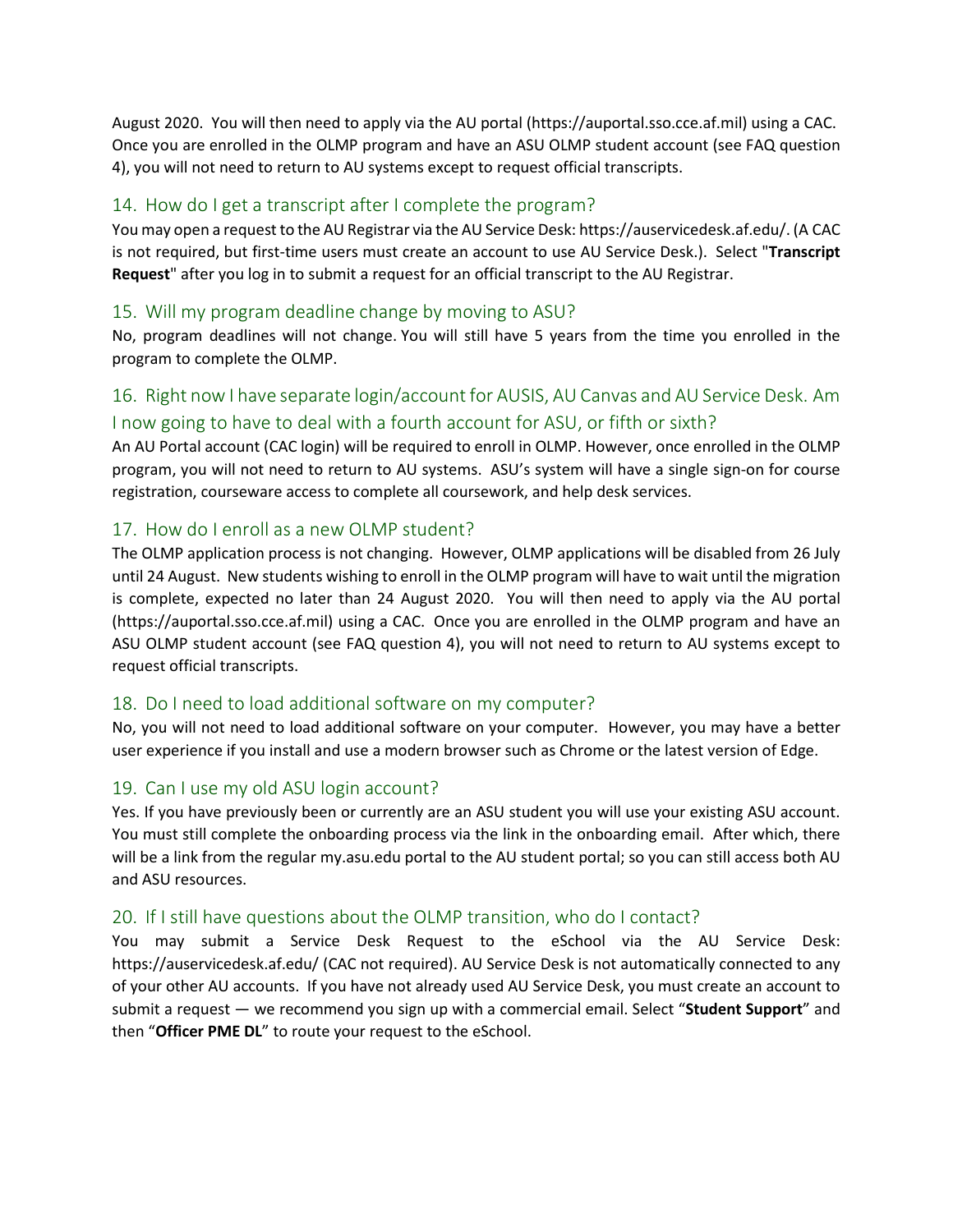August 2020. You will then need to apply via the AU portal (https://auportal.sso.cce.af.mil) using a CAC. Once you are enrolled in the OLMP program and have an ASU OLMP student account (see FAQ question 4), you will not need to return to AU systems except to request official transcripts.

## 14. How do I get a transcript after I complete the program?

You may open a request to the AU Registrar via the AU Service Desk: https://auservicedesk.af.edu/. (A CAC is not required, but first-time users must create an account to use AU Service Desk.). Select "**Transcript Request**" after you log in to submit a request for an official transcript to the AU Registrar.

## 15. Will my program deadline change by moving to ASU?

No, program deadlines will not change. You will still have 5 years from the time you enrolled in the program to complete the OLMP.

## 16. Right now I have separate login/account for AUSIS, AU Canvas and AU Service Desk. Am I now going to have to deal with a fourth account for ASU, or fifth or sixth?

An AU Portal account (CAC login) will be required to enroll in OLMP. However, once enrolled in the OLMP program, you will not need to return to AU systems. ASU's system will have a single sign-on for course registration, courseware access to complete all coursework, and help desk services.

## 17. How do I enroll as a new OLMP student?

The OLMP application process is not changing. However, OLMP applications will be disabled from 26 July until 24 August. New students wishing to enroll in the OLMP program will have to wait until the migration is complete, expected no later than 24 August 2020. You will then need to apply via the AU portal (https://auportal.sso.cce.af.mil) using a CAC. Once you are enrolled in the OLMP program and have an ASU OLMP student account (see FAQ question 4), you will not need to return to AU systems except to request official transcripts.

## 18. Do I need to load additional software on my computer?

No, you will not need to load additional software on your computer. However, you may have a better user experience if you install and use a modern browser such as Chrome or the latest version of Edge.

## 19. Can I use my old ASU login account?

Yes. If you have previously been or currently are an ASU student you will use your existing ASU account. You must still complete the onboarding process via the link in the onboarding email. After which, there will be a link from the regular my.asu.edu portal to the AU student portal; so you can still access both AU and ASU resources.

## 20. If I still have questions about the OLMP transition, who do I contact?

You may submit a Service Desk Request to the eSchool via the AU Service Desk: https://auservicedesk.af.edu/ (CAC not required). AU Service Desk is not automatically connected to any of your other AU accounts. If you have not already used AU Service Desk, you must create an account to submit a request — we recommend you sign up with a commercial email. Select "**Student Support**" and then "**Officer PME DL**" to route your request to the eSchool.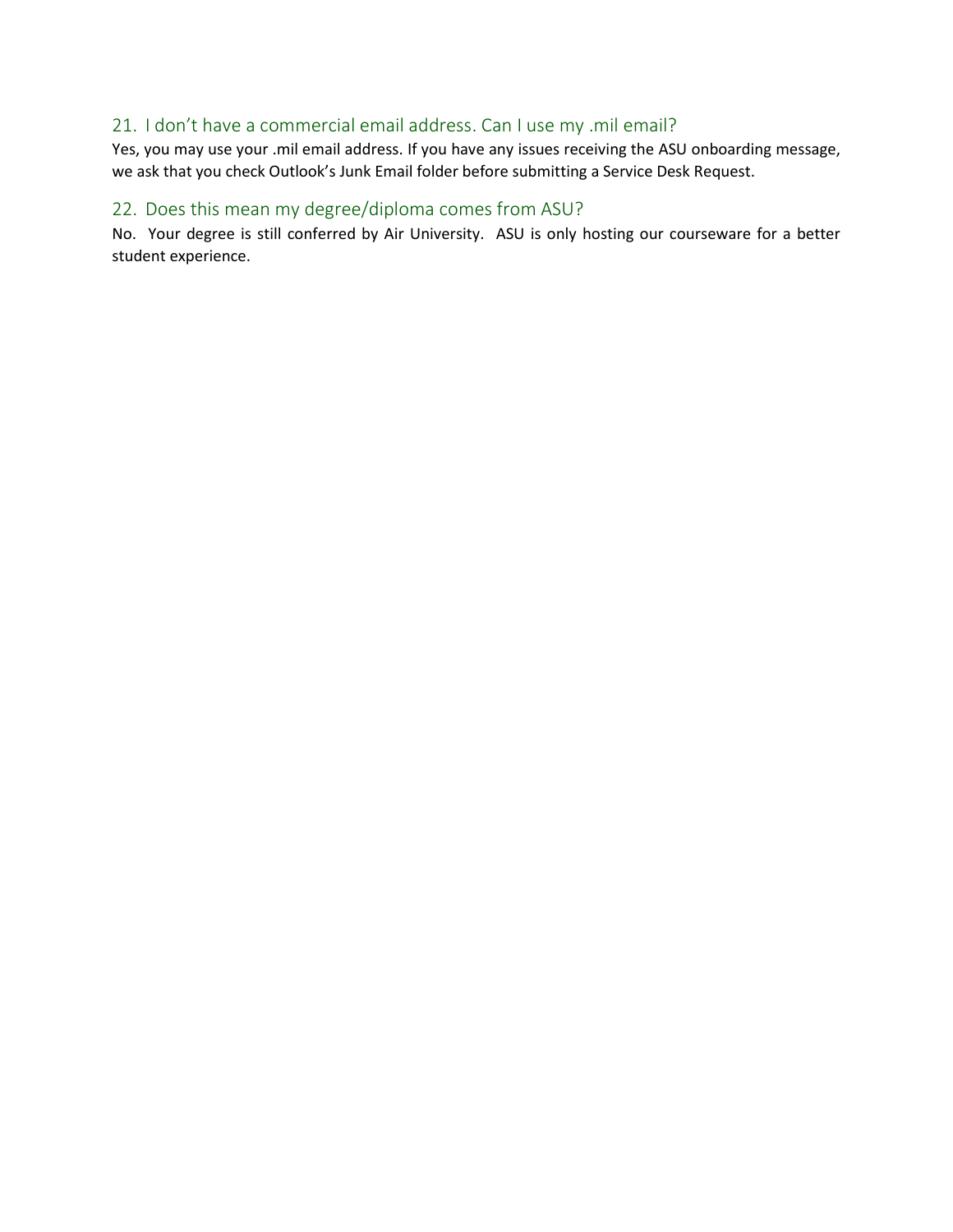## 21. I don't have a commercial email address. Can I use my .mil email?

Yes, you may use your .mil email address. If you have any issues receiving the ASU onboarding message, we ask that you check Outlook's Junk Email folder before submitting a Service Desk Request.

## 22. Does this mean my degree/diploma comes from ASU?

No. Your degree is still conferred by Air University. ASU is only hosting our courseware for a better student experience.